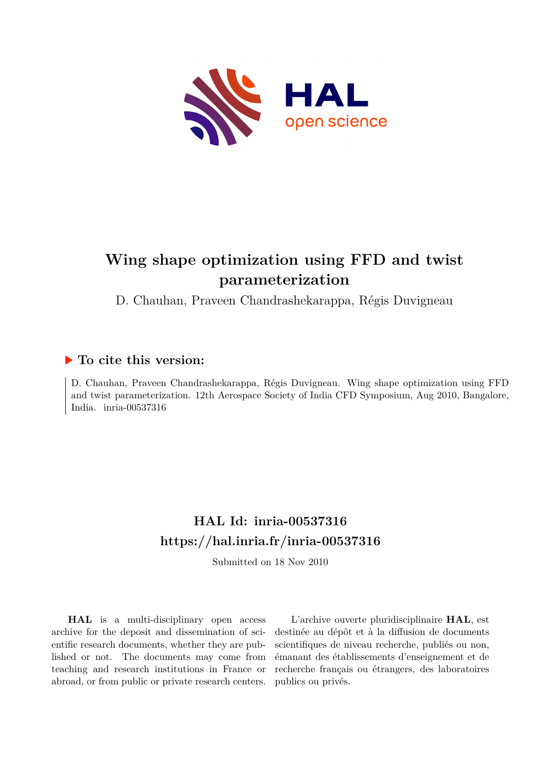# Wing shape optimization using FFD and twist parameterization

D. Chauhan, Praveen Chandrashekarappa, Régis Duvigneau

## To cite this version:

D. Chauhan, Praveen Chandrashekarappa, Régis Duvigneau. Wing shape optimization using FFD and twist parameterization. 12th Aerospace Society of India CFD Symposium, Aug 2010, Bangalore, India. inria-00537316

## HAL Id: inria-00537316

## https://hal.inria.fr/inria-00537316

Submitted on 18 Nov 2010

**HAL** is a multi-disciplinary open access archive for the deposit and dissemination of scientific research documents, whether they are published or not. The documents may come from teaching and research institutions in France or abroad, or from public or private research centers.

L'archive ouverte pluridisciplinaire **HAL**, est destinée au dépôt et à la diffusion de documents scientifiques de niveau recherche, publiés ou non, émanant des établissements d'enseignement et de recherche français ou étrangers, des laboratoires publics ou privés.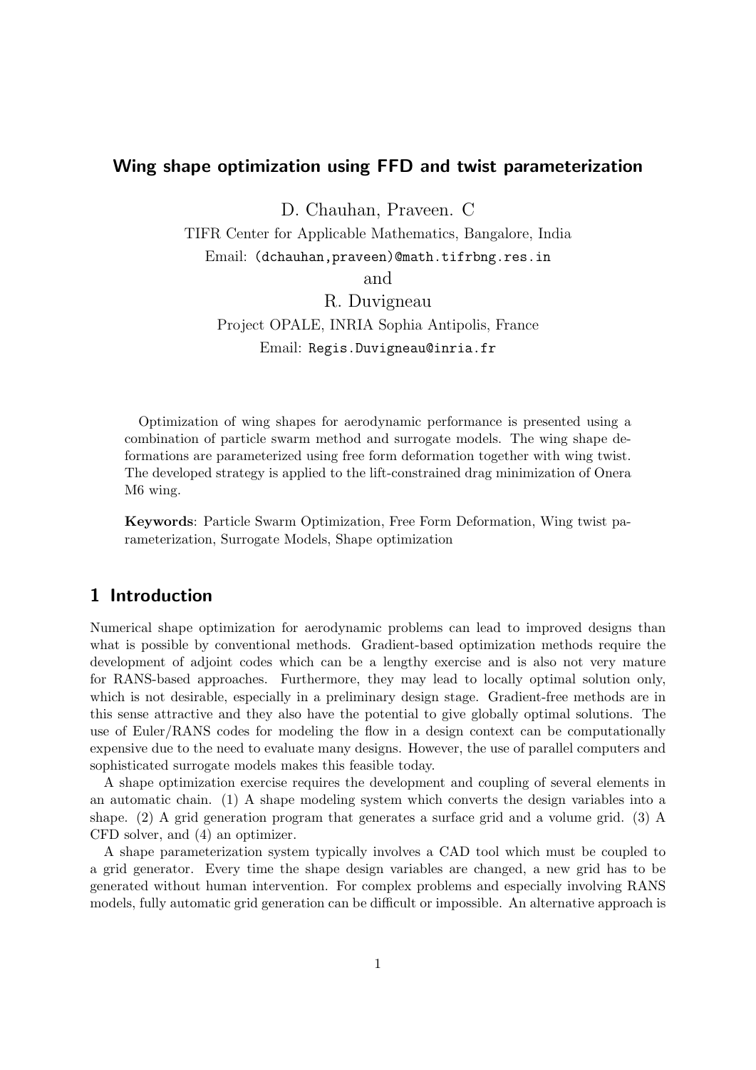**Wing shape optimization using FFD and twist parameterization**

D. Chauhan, Praveen. C

TIFR Center for Applicable Mathematics, Bangalore, India

Email: (dchauhan,praveen)@math.tifrbng.res.in

and

R. Duvigneau

Project OPALE, INRIA Sophia Antipolis, France

Email: Regis.Duvigneau@inria.fr

Optimization of wing shapes for aerodynamic performance is presented using a combination of particle swarm method and surrogate models. The wing shape deformations are parameterized using free form deformation together with wing twist. The developed strategy is applied to the lift-constrained drag minimization of Onera M6 wing.

**Keywords**: Particle Swarm Optimization, Free Form Deformation, Wing twist parameterization, Surrogate Models, Shape optimization

## 1 Introduction

Numerical shape optimization for aerodynamic problems can lead to improved designs than what is possible by conventional methods. Gradient-based optimization methods require the development of adjoint codes which can be a lengthy exercise and is also not very mature for RANS-based approaches. Furthermore, they may lead to locally optimal solution only, which is not desirable, especially in a preliminary design stage. Gradient-free methods are in this sense attractive and they also have the potential to give globally optimal solutions. The use of Euler/RANS codes for modeling the flow in a design context can be computationally expensive due to the need to evaluate many designs. However, the use of parallel computers and sophisticated surrogate models makes this feasible today.

A shape optimization exercise requires the development and coupling of several elements in an automatic chain. (1) A shape modeling system which converts the design variables into a shape. (2) A grid generation program that generates a surface grid and a volume grid. (3) A CFD solver, and (4) an optimizer.

A shape parameterization system typically involves a CAD tool which must be coupled to a grid generator. Every time the shape design variables are changed, a new grid has to be generated without human intervention. For complex problems and especially involving RANS models, fully automatic grid generation can be difficult or impossible. An alternative approach is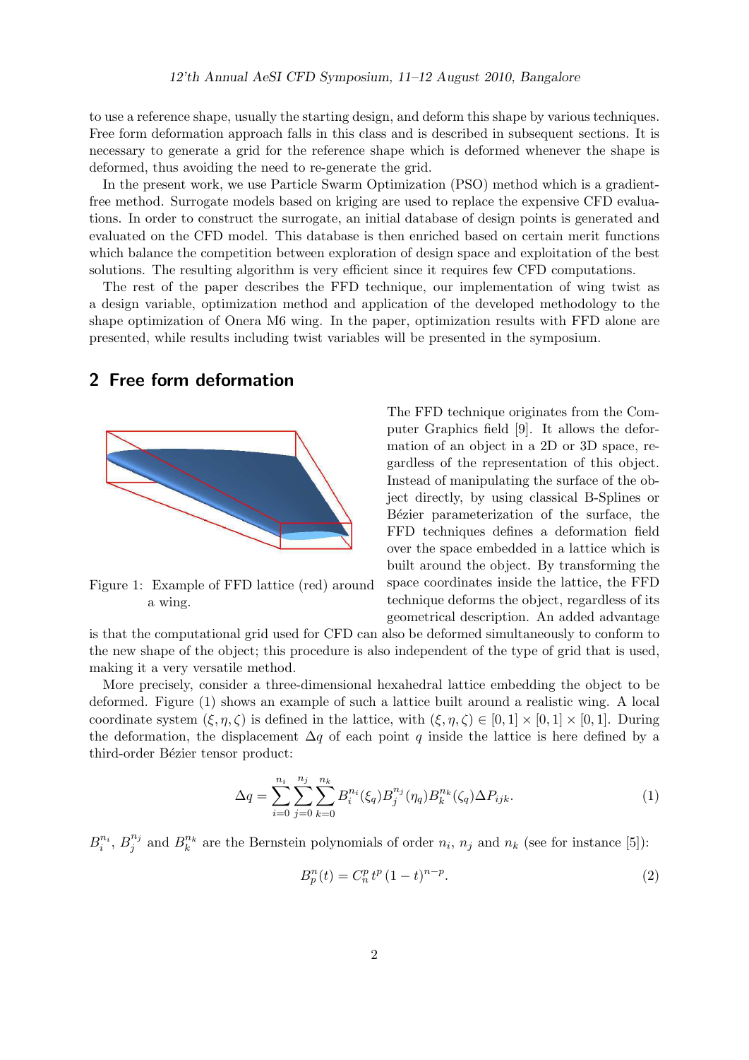to use a reference shape, usually the starting design, and deform this shape by various techniques. Free form deformation approach falls in this class and is described in subsequent sections. It is necessary to generate a grid for the reference shape which is deformed whenever the shape is deformed, thus avoiding the need to re-generate the grid.

In the present work, we use Particle Swarm Optimization (PSO) method which is a gradient-free method. Surrogate models based on kriging are used to replace the expensive CFD evaluations. In order to construct the surrogate, an initial database of design points is generated and evaluated on the CFD model. This database is then enriched based on certain merit functions which balance the competition between exploration of design space and exploitation of the best solutions. The resulting algorithm is very efficient since it requires few CFD computations.

The rest of the paper describes the FFD technique, our implementation of wing twist as a design variable, optimization method and application of the developed methodology to the shape optimization of Onera M6 wing. In the paper, optimization results with FFD alone are presented, while results including twist variables will be presented in the symposium.

## 2 Free form deformation

Figure 1: Example of FFD lattice (red) around a wing.

The FFD technique originates from the Computer Graphics field [9]. It allows the deformation of an object in a 2D or 3D space, regardless of the representation of this object. Instead of manipulating the surface of the object directly, by using classical B-Splines or Bézier parameterization of the surface, the FFD techniques defines a deformation field over the space embedded in a lattice which is built around the object. By transforming the space coordinates inside the lattice, the FFD technique deforms the object, regardless of its geometrical description. An added advantage is that the computational grid used for CFD can also be deformed simultaneously to conform to the new shape of the object; this procedure is also independent of the type of grid that is used, making it a very versatile method.

More precisely, consider a three-dimensional hexahedral lattice embedding the object to be deformed. Figure (1) shows an example of such a lattice built around a realistic wing. A local coordinate system $(\xi, \eta, \zeta)$ is defined in the lattice, with $(\xi, \eta, \zeta) \in [0,1] \times [0,1] \times [0,1]$. During the deformation, the displacement $\Delta q$ of each point $q$ inside the lattice is here defined by a third-order Bézier tensor product:

$$\Delta q = \sum_{i=0}^{n_i} \sum_{j=0}^{n_j} \sum_{k=0}^{n_k} B_i^{n_i}(\xi_q) B_j^{n_j}(\eta_q) B_k^{n_k}(\zeta_q) \Delta P_{ijk}. \tag{1}$$

$B_i^{n_i}$, $B_j^{n_j}$ and $B_k^{n_k}$ are the Bernstein polynomials of order $n_i$, $n_j$ and $n_k$ (see for instance [5]):

$$B_p^n(t) = C_n^p \, t^p \, (1-t)^{n-p}. \tag{2}$$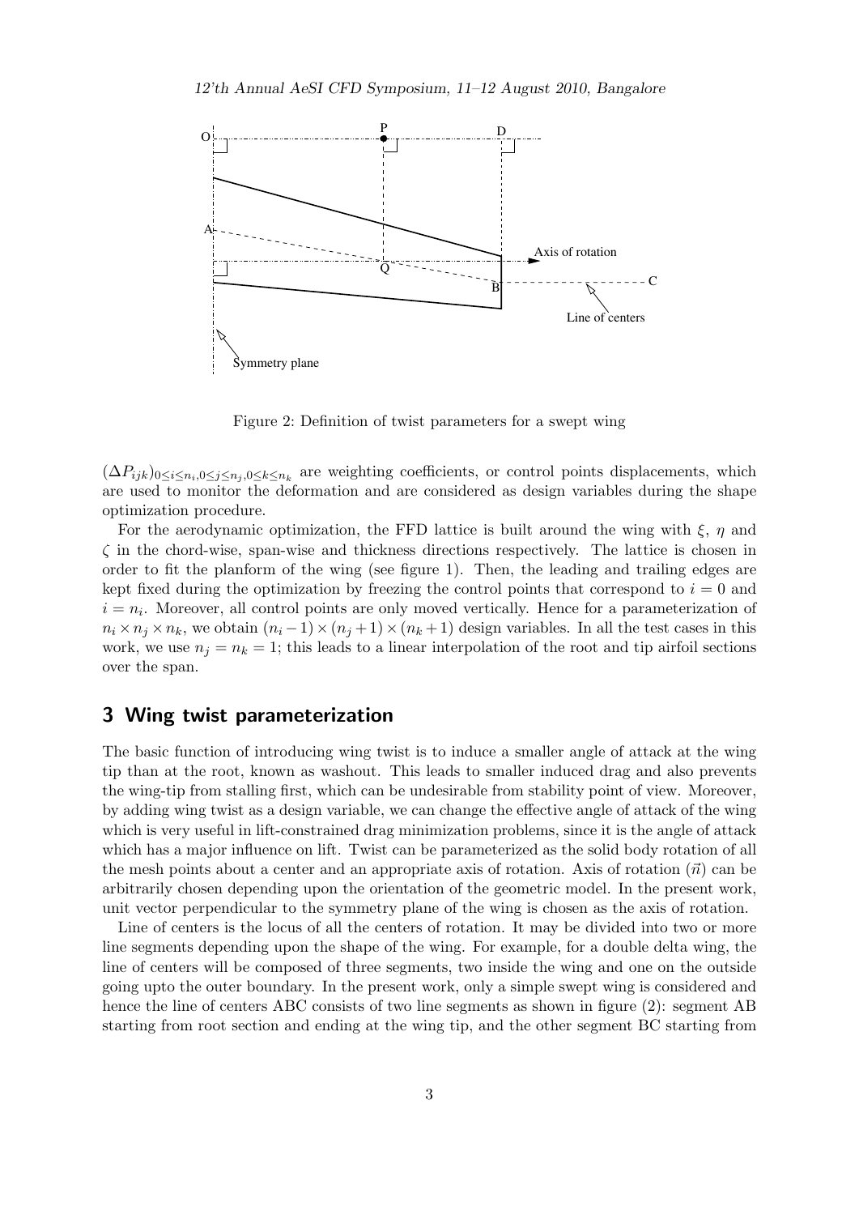Figure 2: Definition of twist parameters for a swept wing

$(\Delta P_{ijk})_{0\leq i\leq n_i, 0\leq j\leq n_j, 0\leq k\leq n_k}$ are weighting coefficients, or control points displacements, which are used to monitor the deformation and are considered as design variables during the shape optimization procedure.

For the aerodynamic optimization, the FFD lattice is built around the wing with $\xi$, $\eta$ and $\zeta$ in the chord-wise, span-wise and thickness directions respectively. The lattice is chosen in order to fit the planform of the wing (see figure 1). Then, the leading and trailing edges are kept fixed during the optimization by freezing the control points that correspond to $i = 0$ and $i = n_i$. Moreover, all control points are only moved vertically. Hence for a parameterization of $n_i \times n_j \times n_k$, we obtain $(n_i - 1) \times (n_j + 1) \times (n_k + 1)$ design variables. In all the test cases in this work, we use $n_j = n_k = 1$; this leads to a linear interpolation of the root and tip airfoil sections over the span.

## 3 Wing twist parameterization

The basic function of introducing wing twist is to induce a smaller angle of attack at the wing tip than at the root, known as washout. This leads to smaller induced drag and also prevents the wing-tip from stalling first, which can be undesirable from stability point of view. Moreover, by adding wing twist as a design variable, we can change the effective angle of attack of the wing which is very useful in lift-constrained drag minimization problems, since it is the angle of attack which has a major influence on lift. Twist can be parameterized as the solid body rotation of all the mesh points about a center and an appropriate axis of rotation. Axis of rotation ($\vec{n}$) can be arbitrarily chosen depending upon the orientation of the geometric model. In the present work, unit vector perpendicular to the symmetry plane of the wing is chosen as the axis of rotation.

Line of centers is the locus of all the centers of rotation. It may be divided into two or more line segments depending upon the shape of the wing. For example, for a double delta wing, the line of centers will be composed of three segments, two inside the wing and one on the outside going upto the outer boundary. In the present work, only a simple swept wing is considered and hence the line of centers ABC consists of two line segments as shown in figure (2): segment AB starting from root section and ending at the wing tip, and the other segment BC starting from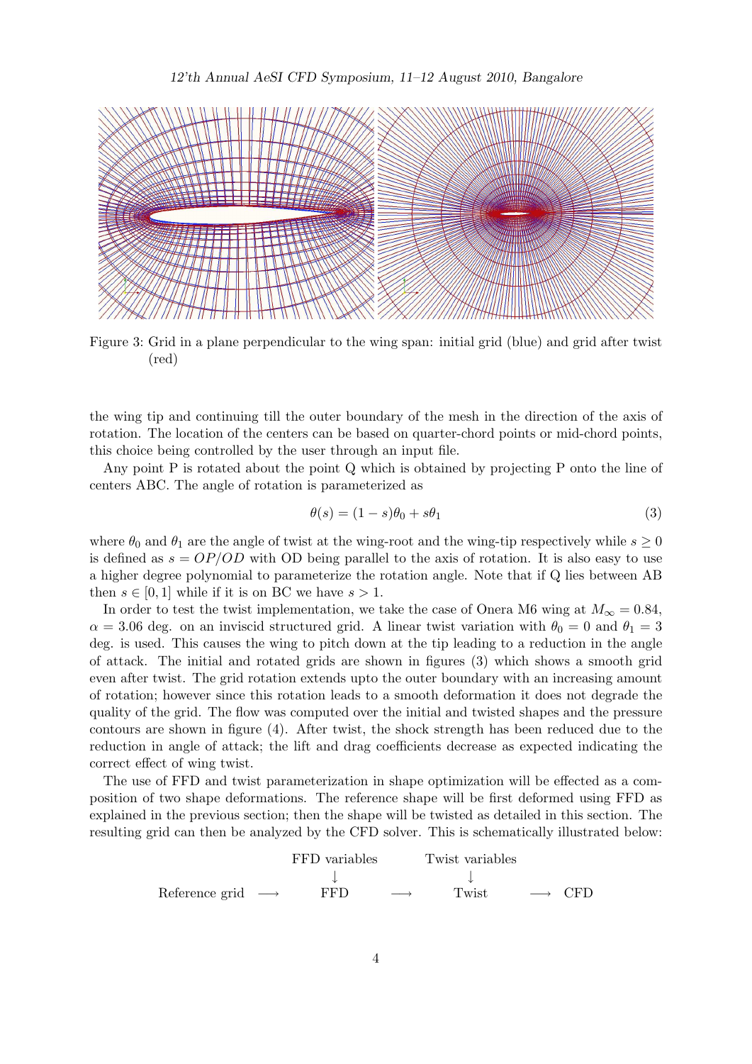Figure 3: Grid in a plane perpendicular to the wing span: initial grid (blue) and grid after twist (red)

the wing tip and continuing till the outer boundary of the mesh in the direction of the axis of rotation. The location of the centers can be based on quarter-chord points or mid-chord points, this choice being controlled by the user through an input file.

Any point P is rotated about the point Q which is obtained by projecting P onto the line of centers ABC. The angle of rotation is parameterized as

$$\theta(s) = (1-s)\theta_0 + s\theta_1 \tag{3}$$

where $\theta_0$ and $\theta_1$ are the angle of twist at the wing-root and the wing-tip respectively while $s \ge 0$ is defined as $s = OP/OD$ with OD being parallel to the axis of rotation. It is also easy to use a higher degree polynomial to parameterize the rotation angle. Note that if Q lies between AB then $s \in [0,1]$ while if it is on BC we have $s > 1$.

In order to test the twist implementation, we take the case of Onera M6 wing at $M_\infty = 0.84$, $\alpha = 3.06$ deg. on an inviscid structured grid. A linear twist variation with $\theta_0 = 0$ and $\theta_1 = 3$ deg. is used. This causes the wing to pitch down at the tip leading to a reduction in the angle of attack. The initial and rotated grids are shown in figures (3) which shows a smooth grid even after twist. The grid rotation extends upto the outer boundary with an increasing amount of rotation; however since this rotation leads to a smooth deformation it does not degrade the quality of the grid. The flow was computed over the initial and twisted shapes and the pressure contours are shown in figure (4). After twist, the shock strength has been reduced due to the reduction in angle of attack; the lift and drag coefficients decrease as expected indicating the correct effect of wing twist.

The use of FFD and twist parameterization in shape optimization will be effected as a composition of two shape deformations. The reference shape will be first deformed using FFD as explained in the previous section; then the shape will be twisted as detailed in this section. The resulting grid can then be analyzed by the CFD solver. This is schematically illustrated below:

$$\begin{array}{ccccccc} & & \text{FFD variables} & & \text{Twist variables} & & \\ & & \downarrow & & \downarrow & & \\ \text{Reference grid} & \longrightarrow & \text{FFD} & \longrightarrow & \text{Twist} & \longrightarrow & \text{CFD} \end{array}$$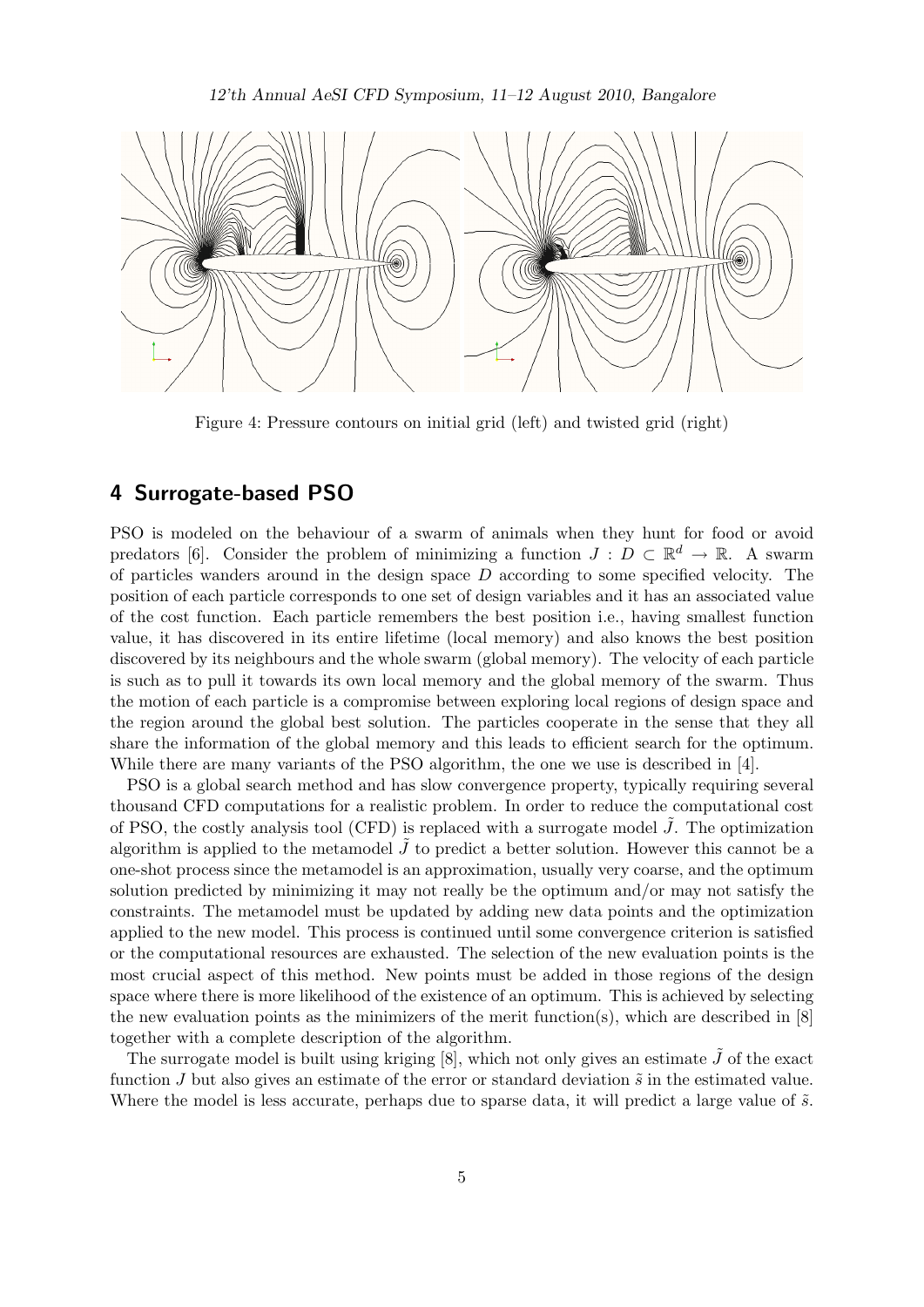Figure 4: Pressure contours on initial grid (left) and twisted grid (right)

## 4 Surrogate-based PSO

PSO is modeled on the behaviour of a swarm of animals when they hunt for food or avoid predators [6]. Consider the problem of minimizing a function $J : D \subset \mathbb{R}^d \to \mathbb{R}$. A swarm of particles wanders around in the design space $D$ according to some specified velocity. The position of each particle corresponds to one set of design variables and it has an associated value of the cost function. Each particle remembers the best position i.e., having smallest function value, it has discovered in its entire lifetime (local memory) and also knows the best position discovered by its neighbours and the whole swarm (global memory). The velocity of each particle is such as to pull it towards its own local memory and the global memory of the swarm. Thus the motion of each particle is a compromise between exploring local regions of design space and the region around the global best solution. The particles cooperate in the sense that they all share the information of the global memory and this leads to efficient search for the optimum. While there are many variants of the PSO algorithm, the one we use is described in [4].

PSO is a global search method and has slow convergence property, typically requiring several thousand CFD computations for a realistic problem. In order to reduce the computational cost of PSO, the costly analysis tool (CFD) is replaced with a surrogate model $\tilde{J}$. The optimization algorithm is applied to the metamodel $\tilde{J}$ to predict a better solution. However this cannot be a one-shot process since the metamodel is an approximation, usually very coarse, and the optimum solution predicted by minimizing it may not really be the optimum and/or may not satisfy the constraints. The metamodel must be updated by adding new data points and the optimization applied to the new model. This process is continued until some convergence criterion is satisfied or the computational resources are exhausted. The selection of the new evaluation points is the most crucial aspect of this method. New points must be added in those regions of the design space where there is more likelihood of the existence of an optimum. This is achieved by selecting the new evaluation points as the minimizers of the merit function(s), which are described in [8] together with a complete description of the algorithm.

The surrogate model is built using kriging [8], which not only gives an estimate $\tilde{J}$ of the exact function $J$ but also gives an estimate of the error or standard deviation $\tilde{s}$ in the estimated value. Where the model is less accurate, perhaps due to sparse data, it will predict a large value of $\tilde{s}$.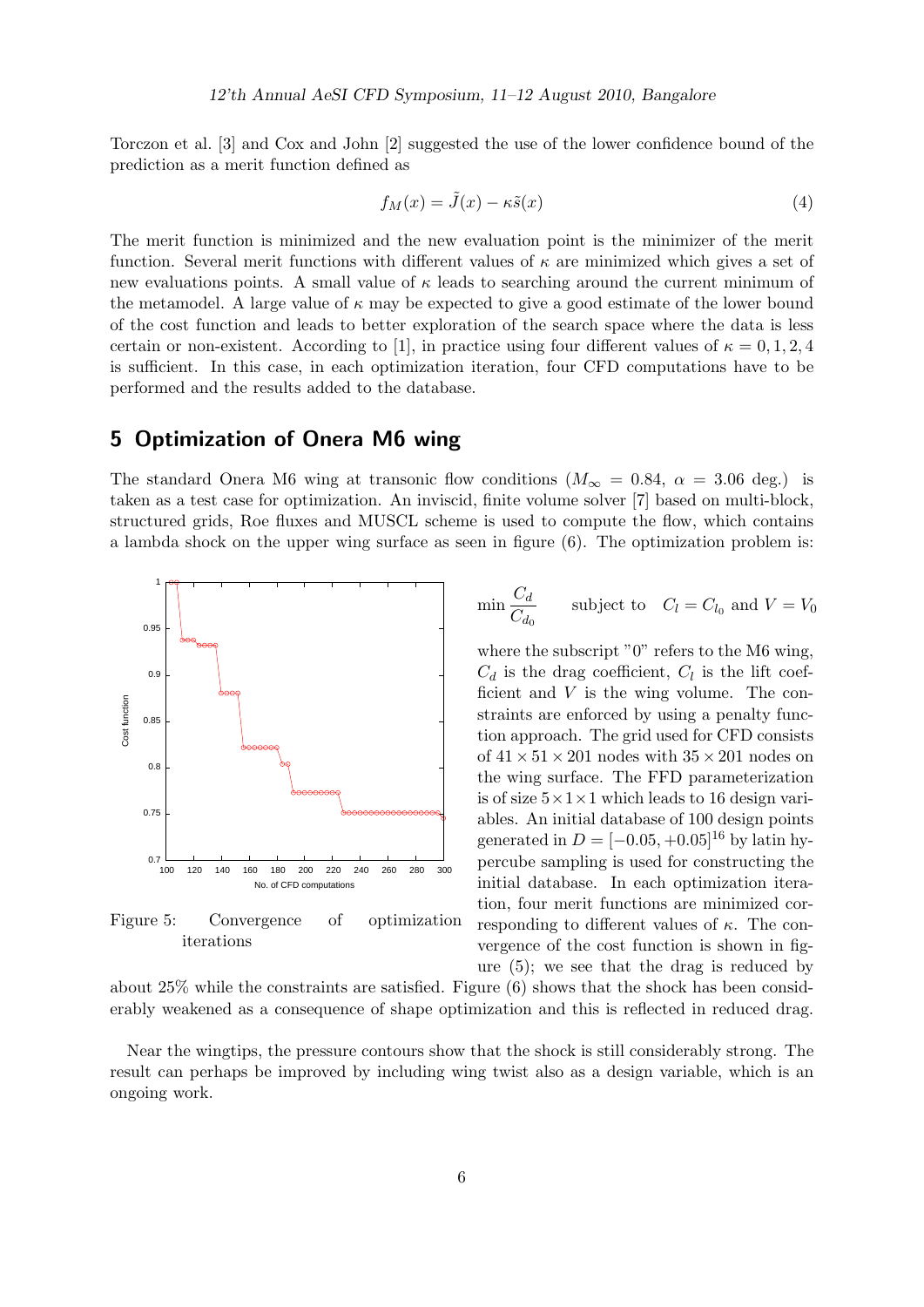Torczon et al. [3] and Cox and John [2] suggested the use of the lower confidence bound of the prediction as a merit function defined as

$$f_M(x) = \tilde{J}(x) - \kappa \tilde{s}(x) \tag{4}$$

The merit function is minimized and the new evaluation point is the minimizer of the merit function. Several merit functions with different values of $\kappa$ are minimized which gives a set of new evaluations points. A small value of $\kappa$ leads to searching around the current minimum of the metamodel. A large value of $\kappa$ may be expected to give a good estimate of the lower bound of the cost function and leads to better exploration of the search space where the data is less certain or non-existent. According to [1], in practice using four different values of $\kappa = 0, 1, 2, 4$ is sufficient. In this case, in each optimization iteration, four CFD computations have to be performed and the results added to the database.

## 5 Optimization of Onera M6 wing

The standard Onera M6 wing at transonic flow conditions ($M_\infty = 0.84$, $\alpha = 3.06$ deg.) is taken as a test case for optimization. An inviscid, finite volume solver [7] based on multi-block, structured grids, Roe fluxes and MUSCL scheme is used to compute the flow, which contains a lambda shock on the upper wing surface as seen in figure (6). The optimization problem is:

$$\min \frac{C_d}{C_{d_0}} \qquad \text{subject to} \quad C_l = C_{l_0} \text{ and } V = V_0$$

where the subscript "0" refers to the M6 wing, $C_d$ is the drag coefficient, $C_l$ is the lift coefficient and $V$ is the wing volume. The constraints are enforced by using a penalty function approach. The grid used for CFD consists of $41 \times 51 \times 201$ nodes with $35 \times 201$ nodes on the wing surface. The FFD parameterization is of size $5 \times 1 \times 1$ which leads to 16 design variables. An initial database of 100 design points generated in $D = [-0.05, +0.05]^{16}$ by latin hypercube sampling is used for constructing the initial database. In each optimization iteration, four merit functions are minimized corresponding to different values of $\kappa$. The convergence of the cost function is shown in figure (5); we see that the drag is reduced by about 25% while the constraints are satisfied. Figure (6) shows that the shock has been considerably weakened as a consequence of shape optimization and this is reflected in reduced drag.

Figure 5: Convergence of optimization iterations

Near the wingtips, the pressure contours show that the shock is still considerably strong. The result can perhaps be improved by including wing twist also as a design variable, which is an ongoing work.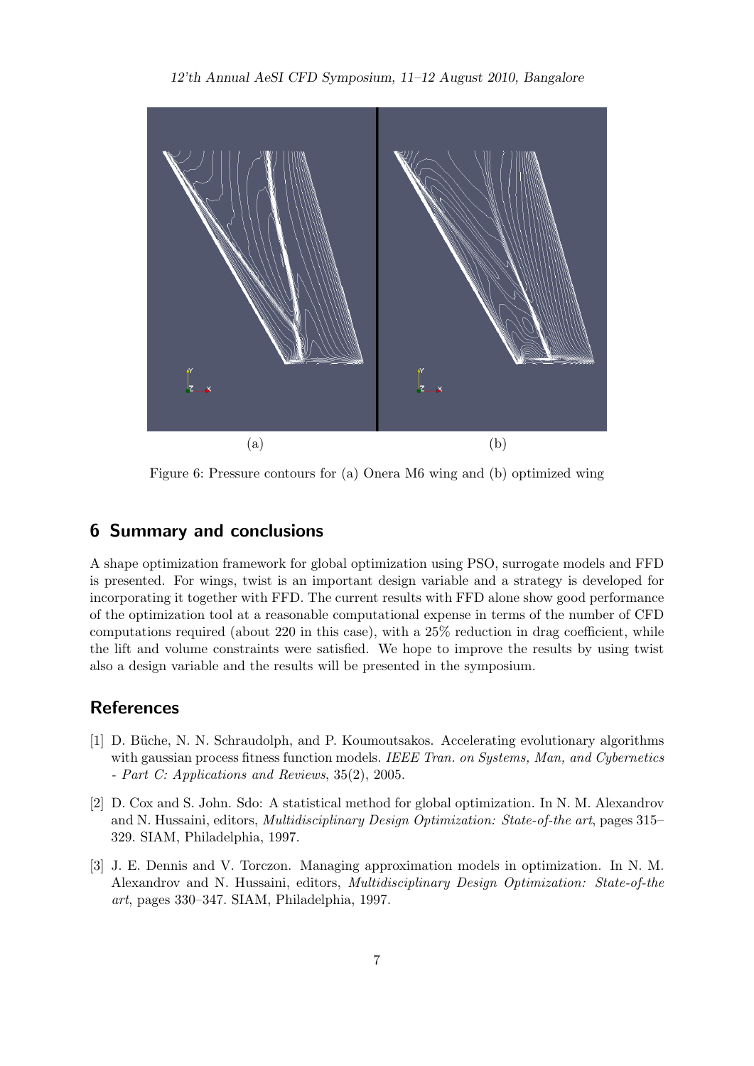(a) (b)

Figure 6: Pressure contours for (a) Onera M6 wing and (b) optimized wing

## 6 Summary and conclusions

A shape optimization framework for global optimization using PSO, surrogate models and FFD is presented. For wings, twist is an important design variable and a strategy is developed for incorporating it together with FFD. The current results with FFD alone show good performance of the optimization tool at a reasonable computational expense in terms of the number of CFD computations required (about 220 in this case), with a 25% reduction in drag coefficient, while the lift and volume constraints were satisfied. We hope to improve the results by using twist also a design variable and the results will be presented in the symposium.

## References

[1] D. Büche, N. N. Schraudolph, and P. Koumoutsakos. Accelerating evolutionary algorithms with gaussian process fitness function models. *IEEE Tran. on Systems, Man, and Cybernetics - Part C: Applications and Reviews*, 35(2), 2005.

[2] D. Cox and S. John. Sdo: A statistical method for global optimization. In N. M. Alexandrov and N. Hussaini, editors, *Multidisciplinary Design Optimization: State-of-the art*, pages 315–329. SIAM, Philadelphia, 1997.

[3] J. E. Dennis and V. Torczon. Managing approximation models in optimization. In N. M. Alexandrov and N. Hussaini, editors, *Multidisciplinary Design Optimization: State-of-the art*, pages 330–347. SIAM, Philadelphia, 1997.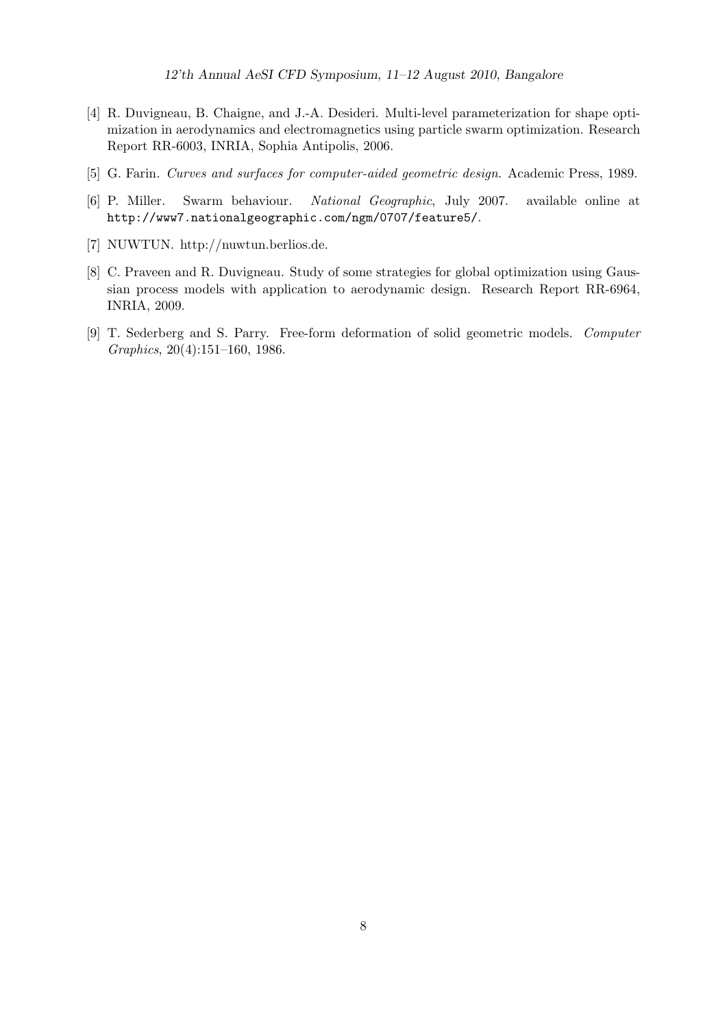[4] R. Duvigneau, B. Chaigne, and J.-A. Desideri. Multi-level parameterization for shape optimization in aerodynamics and electromagnetics using particle swarm optimization. Research Report RR-6003, INRIA, Sophia Antipolis, 2006.

[5] G. Farin. *Curves and surfaces for computer-aided geometric design*. Academic Press, 1989.

[6] P. Miller. Swarm behaviour. *National Geographic*, July 2007. available online at `http://www7.nationalgeographic.com/ngm/0707/feature5/`.

[7] NUWTUN. http://nuwtun.berlios.de.

[8] C. Praveen and R. Duvigneau. Study of some strategies for global optimization using Gaussian process models with application to aerodynamic design. Research Report RR-6964, INRIA, 2009.

[9] T. Sederberg and S. Parry. Free-form deformation of solid geometric models. *Computer Graphics*, 20(4):151–160, 1986.